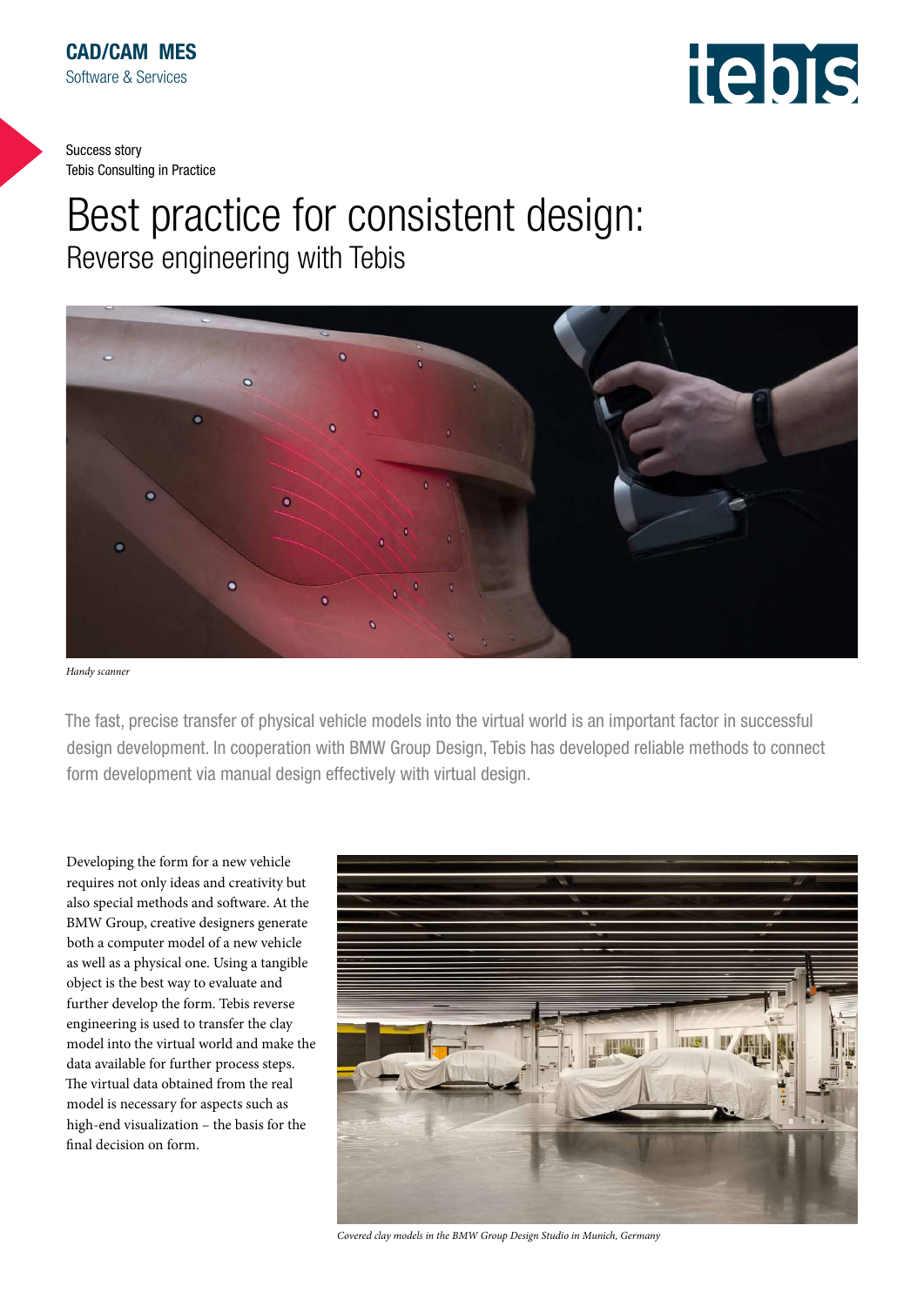CAD/CAM MES
Software & Services

Success story
Tebis Consulting in Practice

# Best practice for consistent design:
## Reverse engineering with Tebis

*Handy scanner*

The fast, precise transfer of physical vehicle models into the virtual world is an important factor in successful design development. In cooperation with BMW Group Design, Tebis has developed reliable methods to connect form development via manual design effectively with virtual design.

Developing the form for a new vehicle requires not only ideas and creativity but also special methods and software. At the BMW Group, creative designers generate both a computer model of a new vehicle as well as a physical one. Using a tangible object is the best way to evaluate and further develop the form. Tebis reverse engineering is used to transfer the clay model into the virtual world and make the data available for further process steps. The virtual data obtained from the real model is necessary for aspects such as high-end visualization – the basis for the final decision on form.

*Covered clay models in the BMW Group Design Studio in Munich, Germany*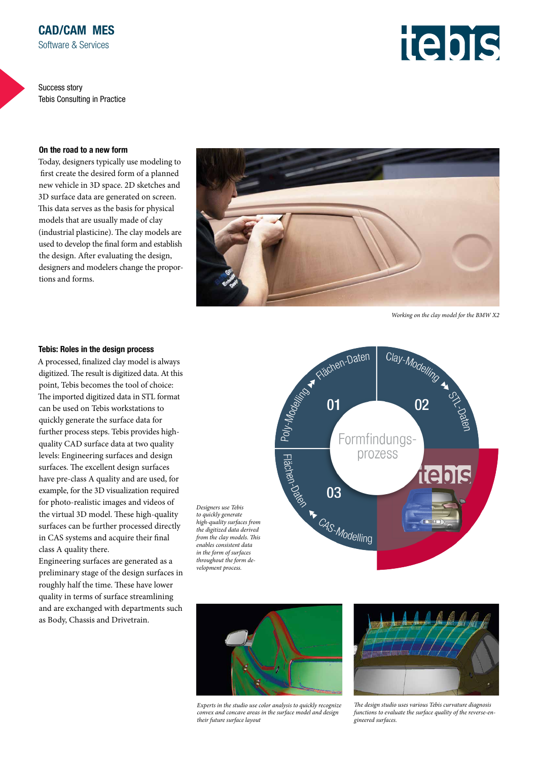# CAD/CAM MES

Software & Services

Success story
Tebis Consulting in Practice

### On the road to a new form

Today, designers typically use modeling to first create the desired form of a planned new vehicle in 3D space. 2D sketches and 3D surface data are generated on screen. This data serves as the basis for physical models that are usually made of clay (industrial plasticine). The clay models are used to develop the final form and establish the design. After evaluating the design, designers and modelers change the proportions and forms.

*Working on the clay model for the BMW X2*

### Tebis: Roles in the design process

A processed, finalized clay model is always digitized. The result is digitized data. At this point, Tebis becomes the tool of choice: The imported digitized data in STL format can be used on Tebis workstations to quickly generate the surface data for further process steps. Tebis provides high-quality CAD surface data at two quality levels: Engineering surfaces and design surfaces. The excellent design surfaces have pre-class A quality and are used, for example, for the 3D visualization required for photo-realistic images and videos of the virtual 3D model. These high-quality surfaces can be further processed directly in CAS systems and acquire their final class A quality there.
Engineering surfaces are generated as a preliminary stage of the design surfaces in roughly half the time. These have lower quality in terms of surface streamlining and are exchanged with departments such as Body, Chassis and Drivetrain.

*Designers use Tebis to quickly generate high-quality surfaces from the digitized data derived from the clay models. This enables consistent data in the form of surfaces throughout the form development process.*

*Experts in the studio use color analysis to quickly recognize convex and concave areas in the surface model and design their future surface layout*

*The design studio uses various Tebis curvature diagnosis functions to evaluate the surface quality of the reverse-engineered surfaces.*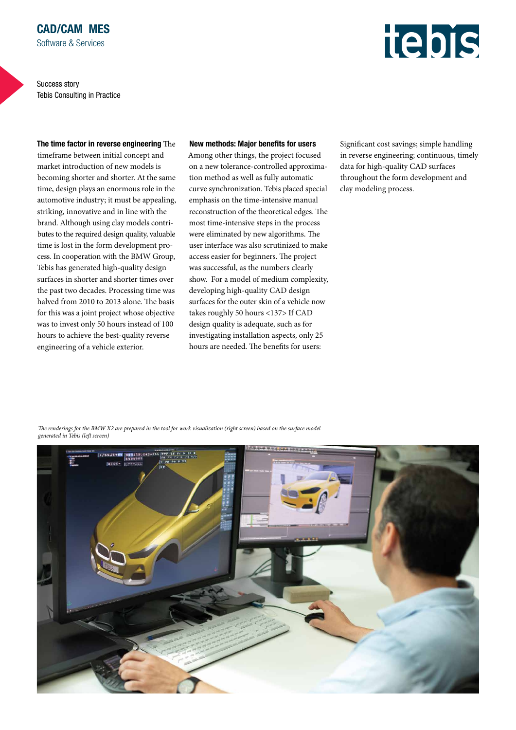CAD/CAM MES
Software & Services

Success story
Tebis Consulting in Practice

**The time factor in reverse engineering** The timeframe between initial concept and market introduction of new models is becoming shorter and shorter. At the same time, design plays an enormous role in the automotive industry; it must be appealing, striking, innovative and in line with the brand. Although using clay models contributes to the required design quality, valuable time is lost in the form development process. In cooperation with the BMW Group, Tebis has generated high-quality design surfaces in shorter and shorter times over the past two decades. Processing time was halved from 2010 to 2013 alone. The basis for this was a joint project whose objective was to invest only 50 hours instead of 100 hours to achieve the best-quality reverse engineering of a vehicle exterior.

**New methods: Major benefits for users** Among other things, the project focused on a new tolerance-controlled approximation method as well as fully automatic curve synchronization. Tebis placed special emphasis on the time-intensive manual reconstruction of the theoretical edges. The most time-intensive steps in the process were eliminated by new algorithms. The user interface was also scrutinized to make access easier for beginners. The project was successful, as the numbers clearly show. For a model of medium complexity, developing high-quality CAD design surfaces for the outer skin of a vehicle now takes roughly 50 hours <137> If CAD design quality is adequate, such as for investigating installation aspects, only 25 hours are needed. The benefits for users: Significant cost savings; simple handling in reverse engineering; continuous, timely data for high-quality CAD surfaces throughout the form development and clay modeling process.

*The renderings for the BMW X2 are prepared in the tool for work visualization (right screen) based on the surface model generated in Tebis (left screen)*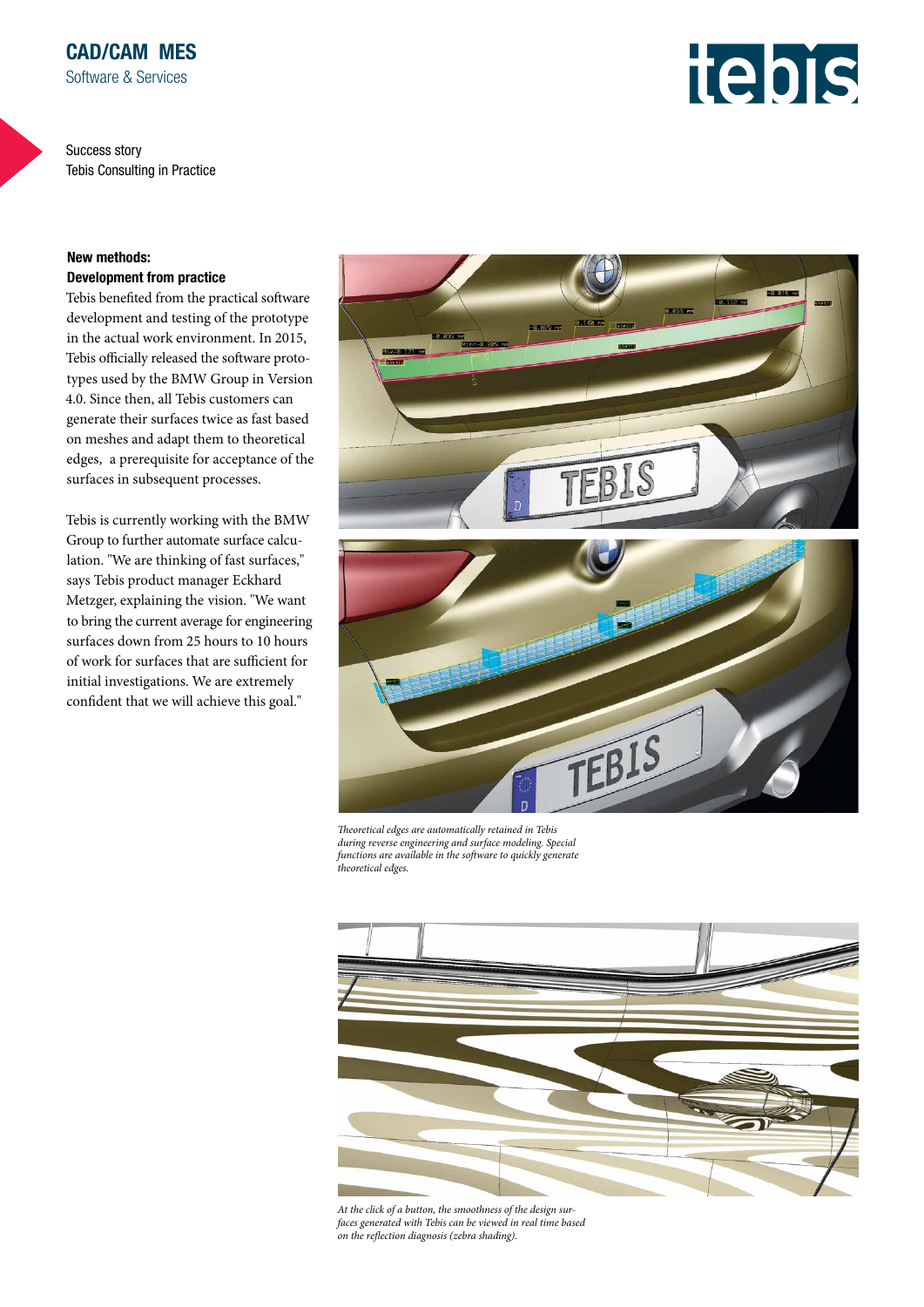CAD/CAM MES
Software & Services

Success story
Tebis Consulting in Practice

**New methods:**
**Development from practice**

Tebis benefited from the practical software development and testing of the prototype in the actual work environment. In 2015, Tebis officially released the software prototypes used by the BMW Group in Version 4.0. Since then, all Tebis customers can generate their surfaces twice as fast based on meshes and adapt them to theoretical edges, a prerequisite for acceptance of the surfaces in subsequent processes.

Tebis is currently working with the BMW Group to further automate surface calculation. "We are thinking of fast surfaces," says Tebis product manager Eckhard Metzger, explaining the vision. "We want to bring the current average for engineering surfaces down from 25 hours to 10 hours of work for surfaces that are sufficient for initial investigations. We are extremely confident that we will achieve this goal."

*Theoretical edges are automatically retained in Tebis during reverse engineering and surface modeling. Special functions are available in the software to quickly generate theoretical edges.*

*At the click of a button, the smoothness of the design surfaces generated with Tebis can be viewed in real time based on the reflection diagnosis (zebra shading).*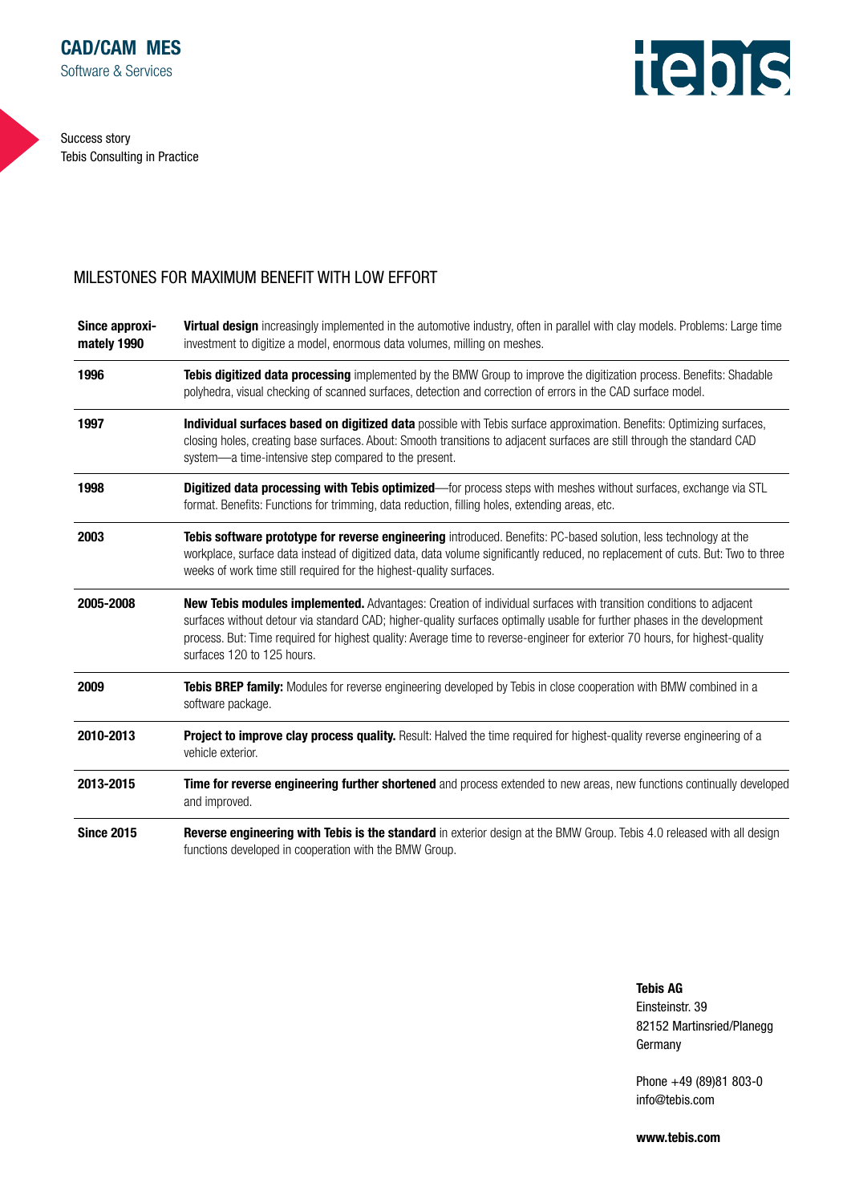CAD/CAM MES
Software & Services

Success story
Tebis Consulting in Practice

## MILESTONES FOR MAXIMUM BENEFIT WITH LOW EFFORT

| | |
|---|---|
| **Since approximately 1990** | **Virtual design** increasingly implemented in the automotive industry, often in parallel with clay models. Problems: Large time investment to digitize a model, enormous data volumes, milling on meshes. |
| **1996** | **Tebis digitized data processing** implemented by the BMW Group to improve the digitization process. Benefits: Shadable polyhedra, visual checking of scanned surfaces, detection and correction of errors in the CAD surface model. |
| **1997** | **Individual surfaces based on digitized data** possible with Tebis surface approximation. Benefits: Optimizing surfaces, closing holes, creating base surfaces. About: Smooth transitions to adjacent surfaces are still through the standard CAD system—a time-intensive step compared to the present. |
| **1998** | **Digitized data processing with Tebis optimized**—for process steps with meshes without surfaces, exchange via STL format. Benefits: Functions for trimming, data reduction, filling holes, extending areas, etc. |
| **2003** | **Tebis software prototype for reverse engineering** introduced. Benefits: PC-based solution, less technology at the workplace, surface data instead of digitized data, data volume significantly reduced, no replacement of cuts. But: Two to three weeks of work time still required for the highest-quality surfaces. |
| **2005-2008** | **New Tebis modules implemented.** Advantages: Creation of individual surfaces with transition conditions to adjacent surfaces without detour via standard CAD; higher-quality surfaces optimally usable for further phases in the development process. But: Time required for highest quality: Average time to reverse-engineer for exterior 70 hours, for highest-quality surfaces 120 to 125 hours. |
| **2009** | **Tebis BREP family:** Modules for reverse engineering developed by Tebis in close cooperation with BMW combined in a software package. |
| **2010-2013** | **Project to improve clay process quality.** Result: Halved the time required for highest-quality reverse engineering of a vehicle exterior. |
| **2013-2015** | **Time for reverse engineering further shortened** and process extended to new areas, new functions continually developed and improved. |
| **Since 2015** | **Reverse engineering with Tebis is the standard** in exterior design at the BMW Group. Tebis 4.0 released with all design functions developed in cooperation with the BMW Group. |

**Tebis AG**
Einsteinstr. 39
82152 Martinsried/Planegg
Germany

Phone +49 (89)81 803-0
info@tebis.com

**www.tebis.com**